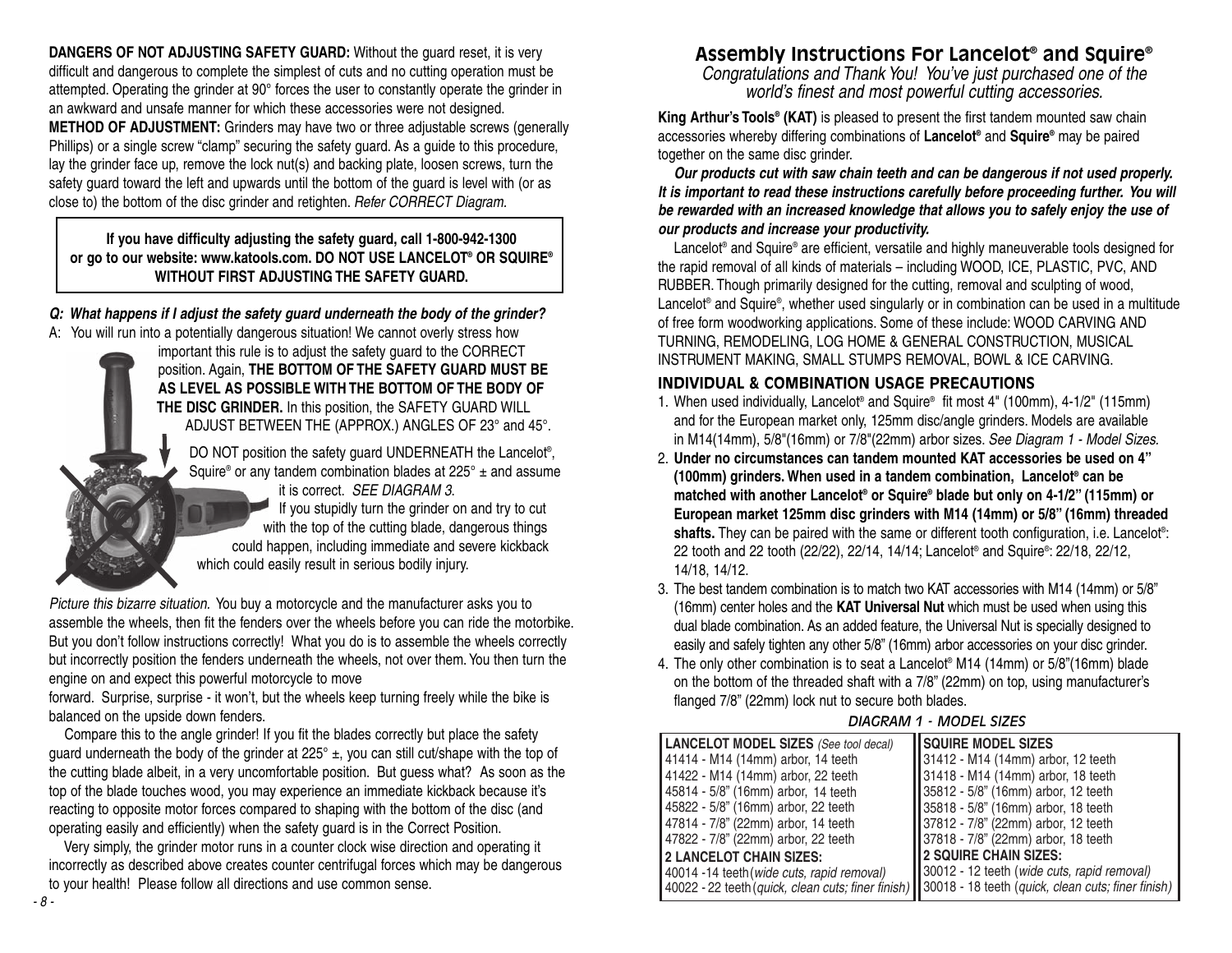**DANGERS OF NOT ADJUSTING SAFETY GUARD:** Without the guard reset, it is very difficult and dangerous to complete the simplest of cuts and no cutting operation must be attempted. Operating the grinder at 90° forces the user to constantly operate the grinder in an awkward and unsafe manner for which these accessories were not designed.

**METHOD OF ADJUSTMENT:** Grinders may have two or three adjustable screws (generally Phillips) or a single screw "clamp" securing the safety guard. As a guide to this procedure, lay the grinder face up, remove the lock nut(s) and backing plate, loosen screws, turn the safety guard toward the left and upwards until the bottom of the guard is level with (or as close to) the bottom of the disc grinder and retighten. *Refer CORRECT Diagram.*

**If you have difficulty adjusting the safety guard, call 1-800-942-1300 or go to our website: www.katools.com. DO NOT USE LANCELOT® OR SQUIRE® WITHOUT FIRST ADJUSTING THE SAFETY GUARD.**

***Q: What happens if I adjust the safety guard underneath the body of the grinder?***

A: You will run into a potentially dangerous situation! We cannot overly stress how important this rule is to adjust the safety guard to the CORRECT position. Again, **THE BOTTOM OF THE SAFETY GUARD MUST BE AS LEVEL AS POSSIBLE WITH THE BOTTOM OF THE BODY OF THE DISC GRINDER.** In this position, the SAFETY GUARD WILL ADJUST BETWEEN THE (APPROX.) ANGLES OF 23° and 45°.

DO NOT position the safety guard UNDERNEATH the Lancelot®, Squire® or any tandem combination blades at 225° ± and assume it is correct. *SEE DIAGRAM 3.* If you stupidly turn the grinder on and try to cut with the top of the cutting blade, dangerous things could happen, including immediate and severe kickback which could easily result in serious bodily injury.

*Picture this bizarre situation.* You buy a motorcycle and the manufacturer asks you to assemble the wheels, then fit the fenders over the wheels before you can ride the motorbike. But you don't follow instructions correctly! What you do is to assemble the wheels correctly but incorrectly position the fenders underneath the wheels, not over them. You then turn the engine on and expect this powerful motorcycle to move forward. Surprise, surprise - it won't, but the wheels keep turning freely while the bike is balanced on the upside down fenders.

Compare this to the angle grinder! If you fit the blades correctly but place the safety guard underneath the body of the grinder at 225° ±, you can still cut/shape with the top of the cutting blade albeit, in a very uncomfortable position. But guess what? As soon as the top of the blade touches wood, you may experience an immediate kickback because it's reacting to opposite motor forces compared to shaping with the bottom of the disc (and operating easily and efficiently) when the safety guard is in the Correct Position.

Very simply, the grinder motor runs in a counter clock wise direction and operating it incorrectly as described above creates counter centrifugal forces which may be dangerous to your health! Please follow all directions and use common sense.

# Assembly Instructions For Lancelot® and Squire®

*Congratulations and Thank You! You've just purchased one of the world's finest and most powerful cutting accessories.*

**King Arthur's Tools® (KAT)** is pleased to present the first tandem mounted saw chain accessories whereby differing combinations of **Lancelot®** and **Squire®** may be paired together on the same disc grinder.

***Our products cut with saw chain teeth and can be dangerous if not used properly. It is important to read these instructions carefully before proceeding further. You will be rewarded with an increased knowledge that allows you to safely enjoy the use of our products and increase your productivity.***

Lancelot® and Squire® are efficient, versatile and highly maneuverable tools designed for the rapid removal of all kinds of materials – including WOOD, ICE, PLASTIC, PVC, AND RUBBER. Though primarily designed for the cutting, removal and sculpting of wood, Lancelot® and Squire®, whether used singularly or in combination can be used in a multitude of free form woodworking applications. Some of these include: WOOD CARVING AND TURNING, REMODELING, LOG HOME & GENERAL CONSTRUCTION, MUSICAL INSTRUMENT MAKING, SMALL STUMPS REMOVAL, BOWL & ICE CARVING.

## INDIVIDUAL & COMBINATION USAGE PRECAUTIONS

1. When used individually, Lancelot® and Squire® fit most 4" (100mm), 4-1/2" (115mm) and for the European market only, 125mm disc/angle grinders. Models are available in M14(14mm), 5/8"(16mm) or 7/8"(22mm) arbor sizes. *See Diagram 1 - Model Sizes.*
2. **Under no circumstances can tandem mounted KAT accessories be used on 4" (100mm) grinders. When used in a tandem combination, Lancelot® can be matched with another Lancelot® or Squire® blade but only on 4-1/2" (115mm) or European market 125mm disc grinders with M14 (14mm) or 5/8" (16mm) threaded shafts.** They can be paired with the same or different tooth configuration, i.e. Lancelot®: 22 tooth and 22 tooth (22/22), 22/14, 14/14; Lancelot® and Squire®: 22/18, 22/12, 14/18, 14/12.
3. The best tandem combination is to match two KAT accessories with M14 (14mm) or 5/8" (16mm) center holes and the **KAT Universal Nut** which must be used when using this dual blade combination. As an added feature, the Universal Nut is specially designed to easily and safely tighten any other 5/8" (16mm) arbor accessories on your disc grinder.
4. The only other combination is to seat a Lancelot® M14 (14mm) or 5/8"(16mm) blade on the bottom of the threaded shaft with a 7/8" (22mm) on top, using manufacturer's flanged 7/8" (22mm) lock nut to secure both blades.

*DIAGRAM 1 - MODEL SIZES*

| **LANCELOT MODEL SIZES** *(See tool decal)* | **SQUIRE MODEL SIZES** |
|---|---|
| 41414 - M14 (14mm) arbor, 14 teeth | 31412 - M14 (14mm) arbor, 12 teeth |
| 41422 - M14 (14mm) arbor, 22 teeth | 31418 - M14 (14mm) arbor, 18 teeth |
| 45814 - 5/8" (16mm) arbor, 14 teeth | 35812 - 5/8" (16mm) arbor, 12 teeth |
| 45822 - 5/8" (16mm) arbor, 22 teeth | 35818 - 5/8" (16mm) arbor, 18 teeth |
| 47814 - 7/8" (22mm) arbor, 14 teeth | 37812 - 7/8" (22mm) arbor, 12 teeth |
| 47822 - 7/8" (22mm) arbor, 22 teeth | 37818 - 7/8" (22mm) arbor, 18 teeth |
| **2 LANCELOT CHAIN SIZES:** | **2 SQUIRE CHAIN SIZES:** |
| 40014 -14 teeth *(wide cuts, rapid removal)* | 30012 - 12 teeth *(wide cuts, rapid removal)* |
| 40022 - 22 teeth *(quick, clean cuts; finer finish)* | 30018 - 18 teeth *(quick, clean cuts; finer finish)* |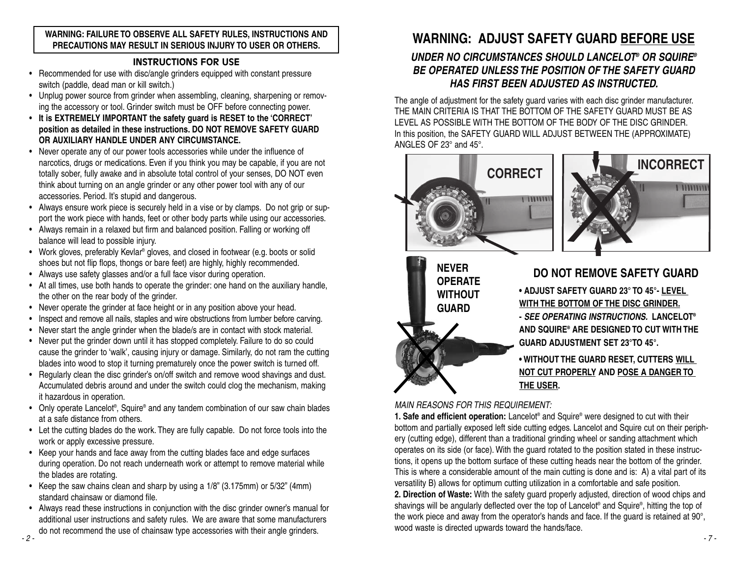**WARNING: FAILURE TO OBSERVE ALL SAFETY RULES, INSTRUCTIONS AND PRECAUTIONS MAY RESULT IN SERIOUS INJURY TO USER OR OTHERS.**

## INSTRUCTIONS FOR USE

- Recommended for use with disc/angle grinders equipped with constant pressure switch (paddle, dead man or kill switch.)
- Unplug power source from grinder when assembling, cleaning, sharpening or removing the accessory or tool. Grinder switch must be OFF before connecting power.
- **It is EXTREMELY IMPORTANT the safety guard is RESET to the 'CORRECT' position as detailed in these instructions. DO NOT REMOVE SAFETY GUARD OR AUXILIARY HANDLE UNDER ANY CIRCUMSTANCE.**
- Never operate any of our power tools accessories while under the influence of narcotics, drugs or medications. Even if you think you may be capable, if you are not totally sober, fully awake and in absolute total control of your senses, DO NOT even think about turning on an angle grinder or any other power tool with any of our accessories. Period. It's stupid and dangerous.
- Always ensure work piece is securely held in a vise or by clamps. Do not grip or support the work piece with hands, feet or other body parts while using our accessories.
- Always remain in a relaxed but firm and balanced position. Falling or working off balance will lead to possible injury.
- Work gloves, preferably Kevlar® gloves, and closed in footwear (e.g. boots or solid shoes but not flip flops, thongs or bare feet) are highly, highly recommended.
- Always use safety glasses and/or a full face visor during operation.
- At all times, use both hands to operate the grinder: one hand on the auxiliary handle, the other on the rear body of the grinder.
- Never operate the grinder at face height or in any position above your head.
- Inspect and remove all nails, staples and wire obstructions from lumber before carving.
- Never start the angle grinder when the blade/s are in contact with stock material.
- Never put the grinder down until it has stopped completely. Failure to do so could cause the grinder to 'walk', causing injury or damage. Similarly, do not ram the cutting blades into wood to stop it turning prematurely once the power switch is turned off.
- Regularly clean the disc grinder's on/off switch and remove wood shavings and dust. Accumulated debris around and under the switch could clog the mechanism, making it hazardous in operation.
- Only operate Lancelot®, Squire® and any tandem combination of our saw chain blades at a safe distance from others.
- Let the cutting blades do the work. They are fully capable. Do not force tools into the work or apply excessive pressure.
- Keep your hands and face away from the cutting blades face and edge surfaces during operation. Do not reach underneath work or attempt to remove material while the blades are rotating.
- Keep the saw chains clean and sharp by using a 1/8" (3.175mm) or 5/32" (4mm) standard chainsaw or diamond file.
- Always read these instructions in conjunction with the disc grinder owner's manual for additional user instructions and safety rules. We are aware that some manufacturers do not recommend the use of chainsaw type accessories with their angle grinders.

# WARNING: ADJUST SAFETY GUARD BEFORE USE

***UNDER NO CIRCUMSTANCES SHOULD LANCELOT® OR SQUIRE® BE OPERATED UNLESS THE POSITION OF THE SAFETY GUARD HAS FIRST BEEN ADJUSTED AS INSTRUCTED.***

The angle of adjustment for the safety guard varies with each disc grinder manufacturer. THE MAIN CRITERIA IS THAT THE BOTTOM OF THE SAFETY GUARD MUST BE AS LEVEL AS POSSIBLE WITH THE BOTTOM OF THE BODY OF THE DISC GRINDER. In this position, the SAFETY GUARD WILL ADJUST BETWEEN THE (APPROXIMATE) ANGLES OF 23° and 45°.

CORRECT

INCORRECT

NEVER OPERATE WITHOUT GUARD

## DO NOT REMOVE SAFETY GUARD

- **ADJUST SAFETY GUARD 23° TO 45°- LEVEL WITH THE BOTTOM OF THE DISC GRINDER.**
  **- *SEE OPERATING INSTRUCTIONS.* LANCELOT® AND SQUIRE® ARE DESIGNED TO CUT WITH THE GUARD ADJUSTMENT SET 23°TO 45°.**
- **WITHOUT THE GUARD RESET, CUTTERS WILL NOT CUT PROPERLY AND POSE A DANGER TO THE USER.**

*MAIN REASONS FOR THIS REQUIREMENT:*

**1. Safe and efficient operation:** Lancelot® and Squire® were designed to cut with their bottom and partially exposed left side cutting edges. Lancelot and Squire cut on their periphery (cutting edge), different than a traditional grinding wheel or sanding attachment which operates on its side (or face). With the guard rotated to the position stated in these instructions, it opens up the bottom surface of these cutting heads near the bottom of the grinder. This is where a considerable amount of the main cutting is done and is: A) a vital part of its versatility B) allows for optimum cutting utilization in a comfortable and safe position.

**2. Direction of Waste:** With the safety guard properly adjusted, direction of wood chips and shavings will be angularly deflected over the top of Lancelot® and Squire®, hitting the top of the work piece and away from the operator's hands and face. If the guard is retained at 90°, wood waste is directed upwards toward the hands/face.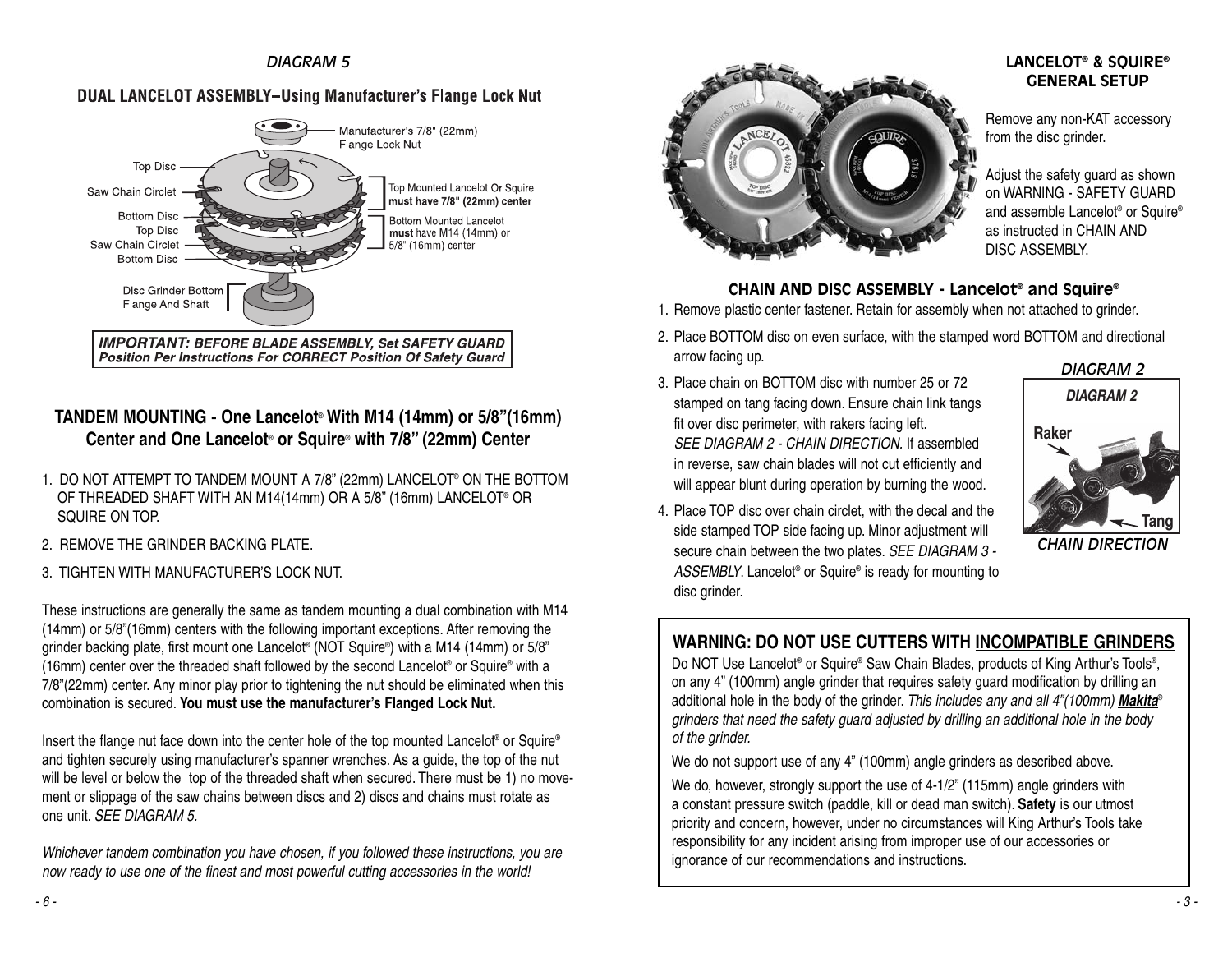*DIAGRAM 5*

## DUAL LANCELOT ASSEMBLY–Using Manufacturer's Flange Lock Nut

Manufacturer's 7/8" (22mm) Flange Lock Nut

Top Disc
Saw Chain Circlet
Bottom Disc
Top Disc
Saw Chain Circlet
Bottom Disc

Top Mounted Lancelot Or Squire **must have 7/8" (22mm) center**

Bottom Mounted Lancelot **must** have M14 (14mm) or 5/8" (16mm) center

Disc Grinder Bottom Flange And Shaft

***IMPORTANT:*** ***BEFORE BLADE ASSEMBLY, Set SAFETY GUARD Position Per Instructions For CORRECT Position Of Safety Guard***

## TANDEM MOUNTING - One Lancelot® With M14 (14mm) or 5/8"(16mm) Center and One Lancelot® or Squire® with 7/8" (22mm) Center

1. DO NOT ATTEMPT TO TANDEM MOUNT A 7/8" (22mm) LANCELOT® ON THE BOTTOM OF THREADED SHAFT WITH AN M14(14mm) OR A 5/8" (16mm) LANCELOT® OR SQUIRE ON TOP.
2. REMOVE THE GRINDER BACKING PLATE.
3. TIGHTEN WITH MANUFACTURER'S LOCK NUT.

These instructions are generally the same as tandem mounting a dual combination with M14 (14mm) or 5/8"(16mm) centers with the following important exceptions. After removing the grinder backing plate, first mount one Lancelot® (NOT Squire®) with a M14 (14mm) or 5/8" (16mm) center over the threaded shaft followed by the second Lancelot® or Squire® with a 7/8"(22mm) center. Any minor play prior to tightening the nut should be eliminated when this combination is secured. **You must use the manufacturer's Flanged Lock Nut.**

Insert the flange nut face down into the center hole of the top mounted Lancelot® or Squire® and tighten securely using manufacturer's spanner wrenches. As a guide, the top of the nut will be level or below the top of the threaded shaft when secured. There must be 1) no movement or slippage of the saw chains between discs and 2) discs and chains must rotate as one unit. *SEE DIAGRAM 5.*

*Whichever tandem combination you have chosen, if you followed these instructions, you are now ready to use one of the finest and most powerful cutting accessories in the world!*

## LANCELOT® & SQUIRE® GENERAL SETUP

Remove any non-KAT accessory from the disc grinder.

Adjust the safety guard as shown on WARNING - SAFETY GUARD and assemble Lancelot® or Squire® as instructed in CHAIN AND DISC ASSEMBLY.

## CHAIN AND DISC ASSEMBLY - Lancelot® and Squire®

1. Remove plastic center fastener. Retain for assembly when not attached to grinder.
2. Place BOTTOM disc on even surface, with the stamped word BOTTOM and directional arrow facing up.
3. Place chain on BOTTOM disc with number 25 or 72 stamped on tang facing down. Ensure chain link tangs fit over disc perimeter, with rakers facing left. *SEE DIAGRAM 2 - CHAIN DIRECTION.* If assembled in reverse, saw chain blades will not cut efficiently and will appear blunt during operation by burning the wood.
4. Place TOP disc over chain circlet, with the decal and the side stamped TOP side facing up. Minor adjustment will secure chain between the two plates. *SEE DIAGRAM 3 - ASSEMBLY.* Lancelot® or Squire® is ready for mounting to disc grinder.

*DIAGRAM 2*

*DIAGRAM 2*

Raker

Tang

*CHAIN DIRECTION*

## WARNING: DO NOT USE CUTTERS WITH INCOMPATIBLE GRINDERS

Do NOT Use Lancelot® or Squire® Saw Chain Blades, products of King Arthur's Tools®, on any 4" (100mm) angle grinder that requires safety guard modification by drilling an additional hole in the body of the grinder. *This includes any and all 4"(100mm)* ***Makita***® *grinders that need the safety guard adjusted by drilling an additional hole in the body of the grinder.*

We do not support use of any 4" (100mm) angle grinders as described above.

We do, however, strongly support the use of 4-1/2" (115mm) angle grinders with a constant pressure switch (paddle, kill or dead man switch). **Safety** is our utmost priority and concern, however, under no circumstances will King Arthur's Tools take responsibility for any incident arising from improper use of our accessories or ignorance of our recommendations and instructions.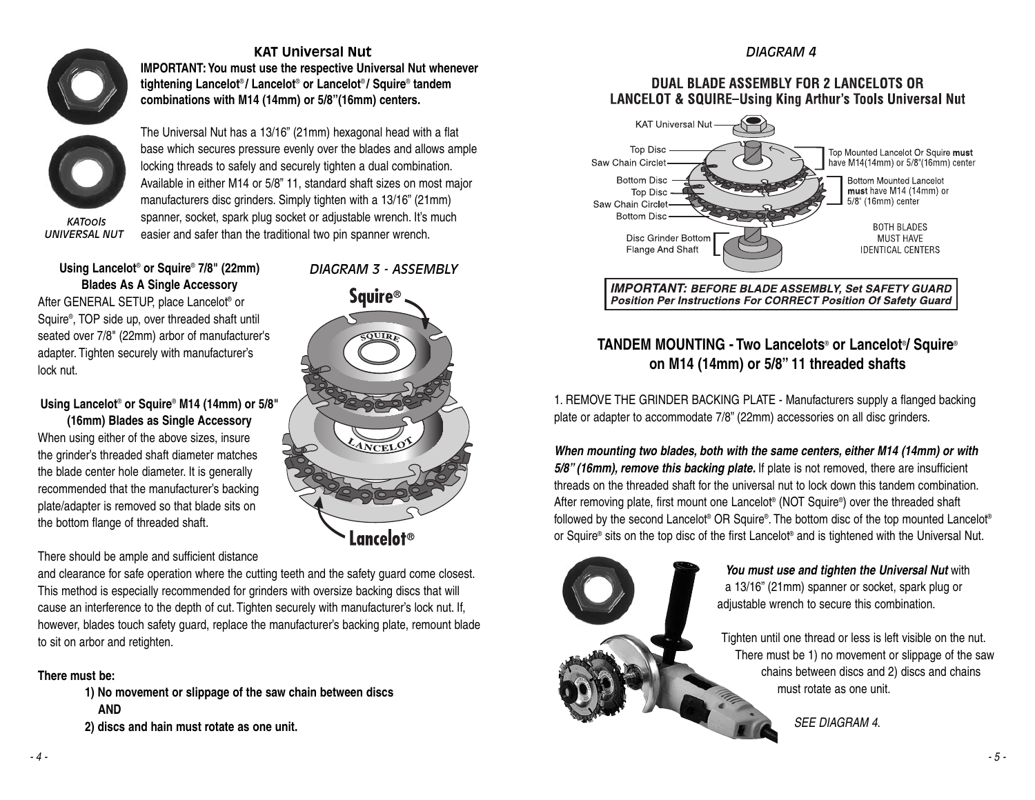## KAT Universal Nut

**IMPORTANT: You must use the respective Universal Nut whenever tightening Lancelot®/ Lancelot® or Lancelot®/ Squire® tandem combinations with M14 (14mm) or 5/8"(16mm) centers.**

The Universal Nut has a 13/16" (21mm) hexagonal head with a flat base which secures pressure evenly over the blades and allows ample locking threads to safely and securely tighten a dual combination. Available in either M14 or 5/8" 11, standard shaft sizes on most major manufacturers disc grinders. Simply tighten with a 13/16" (21mm) spanner, socket, spark plug socket or adjustable wrench. It's much easier and safer than the traditional two pin spanner wrench.

*KATools UNIVERSAL NUT*

### Using Lancelot® or Squire® 7/8" (22mm) Blades As A Single Accessory

After GENERAL SETUP, place Lancelot® or Squire®, TOP side up, over threaded shaft until seated over 7/8" (22mm) arbor of manufacturer's adapter. Tighten securely with manufacturer's lock nut.

### Using Lancelot® or Squire® M14 (14mm) or 5/8" (16mm) Blades as Single Accessory

When using either of the above sizes, insure the grinder's threaded shaft diameter matches the blade center hole diameter. It is generally recommended that the manufacturer's backing plate/adapter is removed so that blade sits on the bottom flange of threaded shaft.

*DIAGRAM 3 - ASSEMBLY*

Squire®

SQUIRE

LANCELOT

Lancelot®

There should be ample and sufficient distance and clearance for safe operation where the cutting teeth and the safety guard come closest. This method is especially recommended for grinders with oversize backing discs that will cause an interference to the depth of cut. Tighten securely with manufacturer's lock nut. If, however, blades touch safety guard, replace the manufacturer's backing plate, remount blade to sit on arbor and retighten.

**There must be:**

**1) No movement or slippage of the saw chain between discs AND**

**2) discs and hain must rotate as one unit.**

*DIAGRAM 4*

**DUAL BLADE ASSEMBLY FOR 2 LANCELOTS OR LANCELOT & SQUIRE–Using King Arthur's Tools Universal Nut**

KAT Universal Nut

Top Disc

Saw Chain Circlet

Bottom Disc

Top Disc

Saw Chain Circlet

Bottom Disc

Disc Grinder Bottom Flange And Shaft

Top Mounted Lancelot Or Squire **must** have M14(14mm) or 5/8"(16mm) center

Bottom Mounted Lancelot **must** have M14 (14mm) or 5/8" (16mm) center

BOTH BLADES MUST HAVE IDENTICAL CENTERS

***IMPORTANT: BEFORE BLADE ASSEMBLY, Set SAFETY GUARD Position Per Instructions For CORRECT Position Of Safety Guard***

## TANDEM MOUNTING - Two Lancelots® or Lancelot®/ Squire® on M14 (14mm) or 5/8" 11 threaded shafts

1. REMOVE THE GRINDER BACKING PLATE - Manufacturers supply a flanged backing plate or adapter to accommodate 7/8" (22mm) accessories on all disc grinders.

***When mounting two blades, both with the same centers, either M14 (14mm) or with 5/8" (16mm), remove this backing plate.*** If plate is not removed, there are insufficient threads on the threaded shaft for the universal nut to lock down this tandem combination. After removing plate, first mount one Lancelot® (NOT Squire®) over the threaded shaft followed by the second Lancelot® OR Squire®. The bottom disc of the top mounted Lancelot® or Squire® sits on the top disc of the first Lancelot® and is tightened with the Universal Nut.

***You must use and tighten the Universal Nut*** with a 13/16" (21mm) spanner or socket, spark plug or adjustable wrench to secure this combination.

Tighten until one thread or less is left visible on the nut. There must be 1) no movement or slippage of the saw chains between discs and 2) discs and chains must rotate as one unit.

*SEE DIAGRAM 4.*